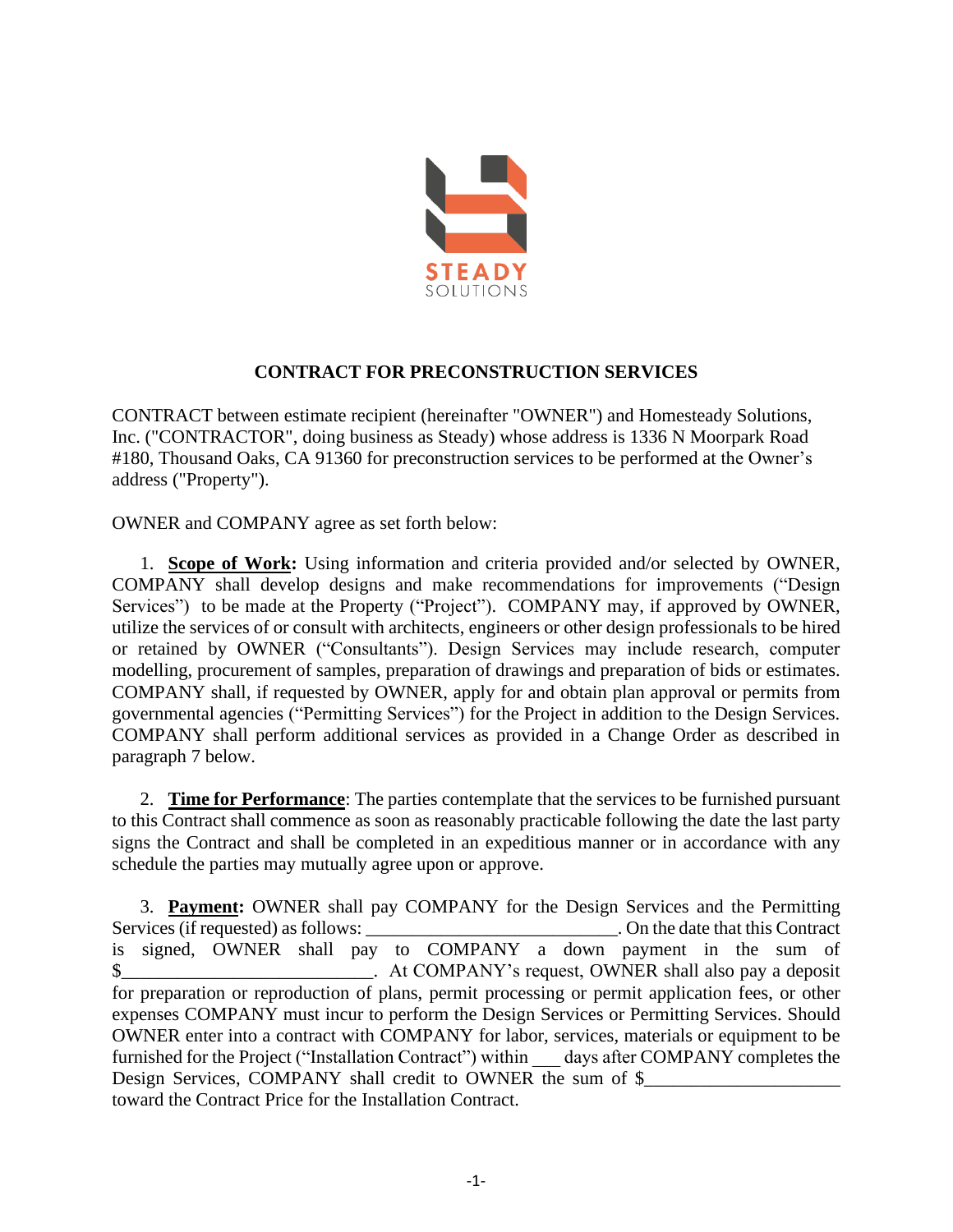STEADY
SOLUTIONS

# CONTRACT FOR PRECONSTRUCTION SERVICES

CONTRACT between estimate recipient (hereinafter "OWNER") and Homesteady Solutions, Inc. ("CONTRACTOR", doing business as Steady) whose address is 1336 N Moorpark Road #180, Thousand Oaks, CA 91360 for preconstruction services to be performed at the Owner's address ("Property").

OWNER and COMPANY agree as set forth below:

1. **Scope of Work:** Using information and criteria provided and/or selected by OWNER, COMPANY shall develop designs and make recommendations for improvements ("Design Services") to be made at the Property ("Project"). COMPANY may, if approved by OWNER, utilize the services of or consult with architects, engineers or other design professionals to be hired or retained by OWNER ("Consultants"). Design Services may include research, computer modelling, procurement of samples, preparation of drawings and preparation of bids or estimates. COMPANY shall, if requested by OWNER, apply for and obtain plan approval or permits from governmental agencies ("Permitting Services") for the Project in addition to the Design Services. COMPANY shall perform additional services as provided in a Change Order as described in paragraph 7 below.

2. **Time for Performance**: The parties contemplate that the services to be furnished pursuant to this Contract shall commence as soon as reasonably practicable following the date the last party signs the Contract and shall be completed in an expeditious manner or in accordance with any schedule the parties may mutually agree upon or approve.

3. **Payment:** OWNER shall pay COMPANY for the Design Services and the Permitting Services (if requested) as follows: ___________________________. On the date that this Contract is signed, OWNER shall pay to COMPANY a down payment in the sum of $___________________________. At COMPANY's request, OWNER shall also pay a deposit for preparation or reproduction of plans, permit processing or permit application fees, or other expenses COMPANY must incur to perform the Design Services or Permitting Services. Should OWNER enter into a contract with COMPANY for labor, services, materials or equipment to be furnished for the Project ("Installation Contract") within ___ days after COMPANY completes the Design Services, COMPANY shall credit to OWNER the sum of $____________________ toward the Contract Price for the Installation Contract.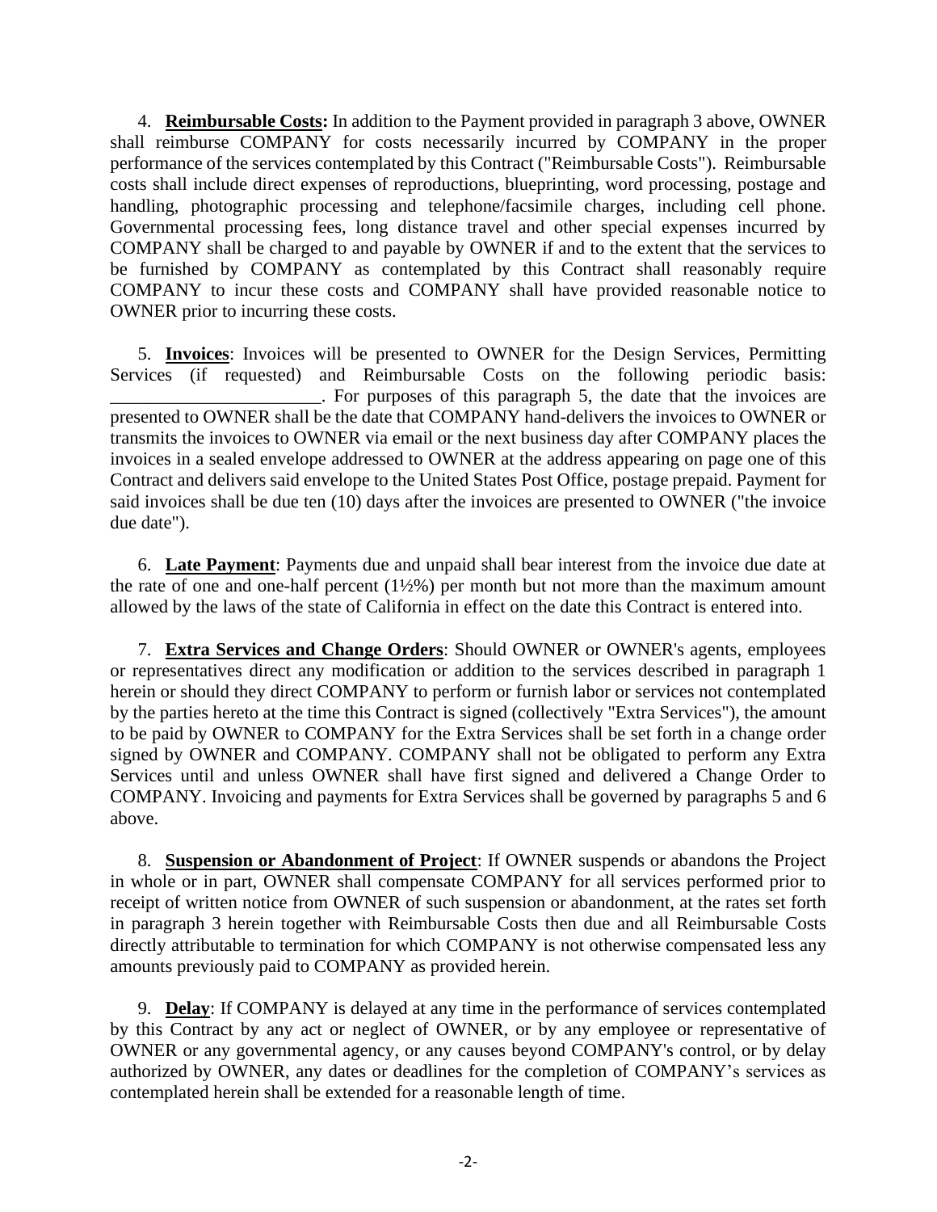4. **Reimbursable Costs:** In addition to the Payment provided in paragraph 3 above, OWNER shall reimburse COMPANY for costs necessarily incurred by COMPANY in the proper performance of the services contemplated by this Contract ("Reimbursable Costs"). Reimbursable costs shall include direct expenses of reproductions, blueprinting, word processing, postage and handling, photographic processing and telephone/facsimile charges, including cell phone. Governmental processing fees, long distance travel and other special expenses incurred by COMPANY shall be charged to and payable by OWNER if and to the extent that the services to be furnished by COMPANY as contemplated by this Contract shall reasonably require COMPANY to incur these costs and COMPANY shall have provided reasonable notice to OWNER prior to incurring these costs.

5. **Invoices**: Invoices will be presented to OWNER for the Design Services, Permitting Services (if requested) and Reimbursable Costs on the following periodic basis: _______________________. For purposes of this paragraph 5, the date that the invoices are presented to OWNER shall be the date that COMPANY hand-delivers the invoices to OWNER or transmits the invoices to OWNER via email or the next business day after COMPANY places the invoices in a sealed envelope addressed to OWNER at the address appearing on page one of this Contract and delivers said envelope to the United States Post Office, postage prepaid. Payment for said invoices shall be due ten (10) days after the invoices are presented to OWNER ("the invoice due date").

6. **Late Payment**: Payments due and unpaid shall bear interest from the invoice due date at the rate of one and one-half percent (1½%) per month but not more than the maximum amount allowed by the laws of the state of California in effect on the date this Contract is entered into.

7. **Extra Services and Change Orders**: Should OWNER or OWNER's agents, employees or representatives direct any modification or addition to the services described in paragraph 1 herein or should they direct COMPANY to perform or furnish labor or services not contemplated by the parties hereto at the time this Contract is signed (collectively "Extra Services"), the amount to be paid by OWNER to COMPANY for the Extra Services shall be set forth in a change order signed by OWNER and COMPANY. COMPANY shall not be obligated to perform any Extra Services until and unless OWNER shall have first signed and delivered a Change Order to COMPANY. Invoicing and payments for Extra Services shall be governed by paragraphs 5 and 6 above.

8. **Suspension or Abandonment of Project**: If OWNER suspends or abandons the Project in whole or in part, OWNER shall compensate COMPANY for all services performed prior to receipt of written notice from OWNER of such suspension or abandonment, at the rates set forth in paragraph 3 herein together with Reimbursable Costs then due and all Reimbursable Costs directly attributable to termination for which COMPANY is not otherwise compensated less any amounts previously paid to COMPANY as provided herein.

9. **Delay**: If COMPANY is delayed at any time in the performance of services contemplated by this Contract by any act or neglect of OWNER, or by any employee or representative of OWNER or any governmental agency, or any causes beyond COMPANY's control, or by delay authorized by OWNER, any dates or deadlines for the completion of COMPANY's services as contemplated herein shall be extended for a reasonable length of time.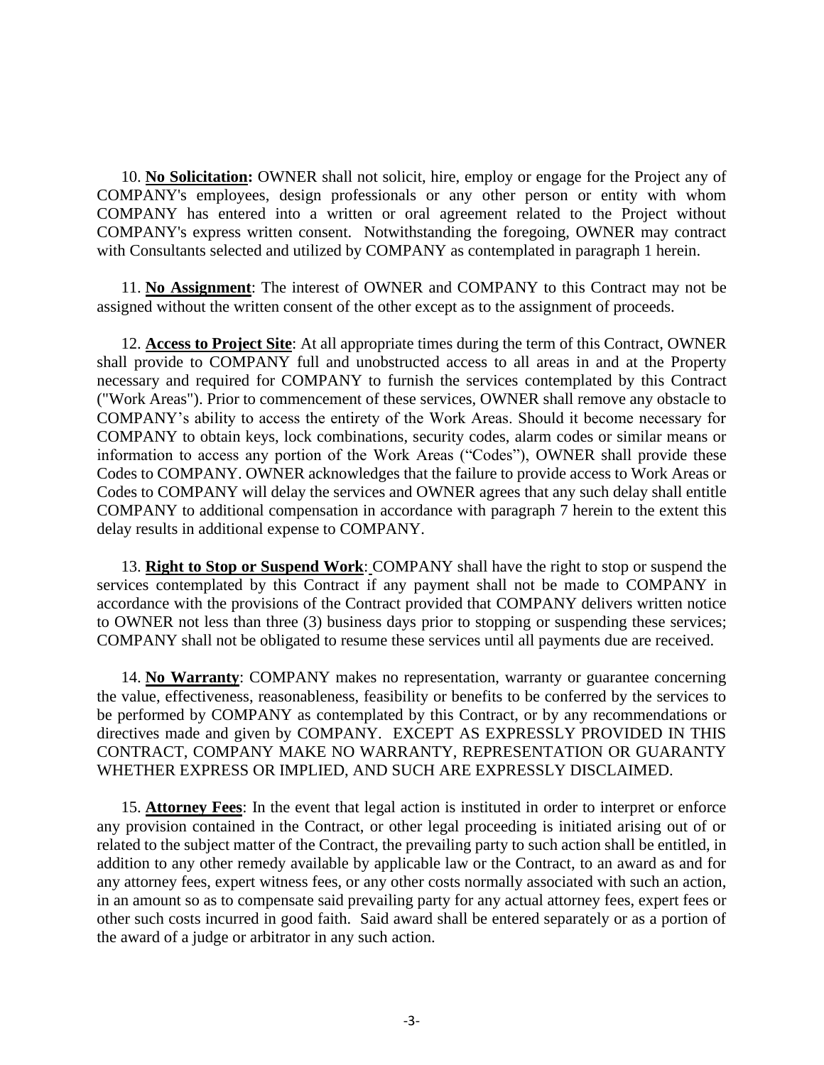10. **No Solicitation:** OWNER shall not solicit, hire, employ or engage for the Project any of COMPANY's employees, design professionals or any other person or entity with whom COMPANY has entered into a written or oral agreement related to the Project without COMPANY's express written consent. Notwithstanding the foregoing, OWNER may contract with Consultants selected and utilized by COMPANY as contemplated in paragraph 1 herein.

11. **No Assignment**: The interest of OWNER and COMPANY to this Contract may not be assigned without the written consent of the other except as to the assignment of proceeds.

12. **Access to Project Site**: At all appropriate times during the term of this Contract, OWNER shall provide to COMPANY full and unobstructed access to all areas in and at the Property necessary and required for COMPANY to furnish the services contemplated by this Contract ("Work Areas"). Prior to commencement of these services, OWNER shall remove any obstacle to COMPANY's ability to access the entirety of the Work Areas. Should it become necessary for COMPANY to obtain keys, lock combinations, security codes, alarm codes or similar means or information to access any portion of the Work Areas ("Codes"), OWNER shall provide these Codes to COMPANY. OWNER acknowledges that the failure to provide access to Work Areas or Codes to COMPANY will delay the services and OWNER agrees that any such delay shall entitle COMPANY to additional compensation in accordance with paragraph 7 herein to the extent this delay results in additional expense to COMPANY.

13. **Right to Stop or Suspend Work**: COMPANY shall have the right to stop or suspend the services contemplated by this Contract if any payment shall not be made to COMPANY in accordance with the provisions of the Contract provided that COMPANY delivers written notice to OWNER not less than three (3) business days prior to stopping or suspending these services; COMPANY shall not be obligated to resume these services until all payments due are received.

14. **No Warranty**: COMPANY makes no representation, warranty or guarantee concerning the value, effectiveness, reasonableness, feasibility or benefits to be conferred by the services to be performed by COMPANY as contemplated by this Contract, or by any recommendations or directives made and given by COMPANY. EXCEPT AS EXPRESSLY PROVIDED IN THIS CONTRACT, COMPANY MAKE NO WARRANTY, REPRESENTATION OR GUARANTY WHETHER EXPRESS OR IMPLIED, AND SUCH ARE EXPRESSLY DISCLAIMED.

15. **Attorney Fees**: In the event that legal action is instituted in order to interpret or enforce any provision contained in the Contract, or other legal proceeding is initiated arising out of or related to the subject matter of the Contract, the prevailing party to such action shall be entitled, in addition to any other remedy available by applicable law or the Contract, to an award as and for any attorney fees, expert witness fees, or any other costs normally associated with such an action, in an amount so as to compensate said prevailing party for any actual attorney fees, expert fees or other such costs incurred in good faith. Said award shall be entered separately or as a portion of the award of a judge or arbitrator in any such action.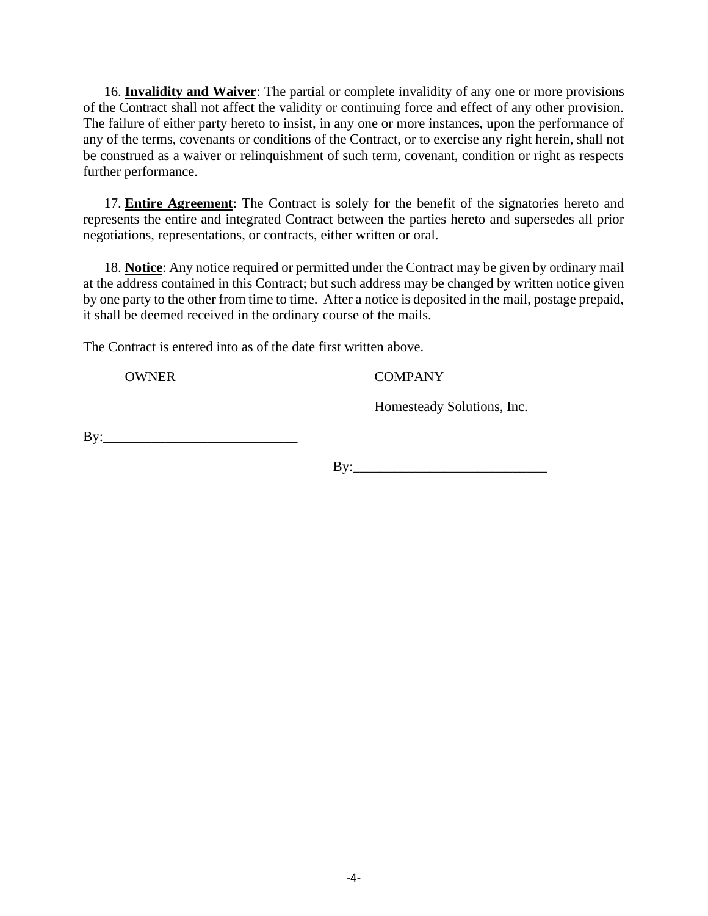16. **Invalidity and Waiver**: The partial or complete invalidity of any one or more provisions of the Contract shall not affect the validity or continuing force and effect of any other provision. The failure of either party hereto to insist, in any one or more instances, upon the performance of any of the terms, covenants or conditions of the Contract, or to exercise any right herein, shall not be construed as a waiver or relinquishment of such term, covenant, condition or right as respects further performance.

17. **Entire Agreement**: The Contract is solely for the benefit of the signatories hereto and represents the entire and integrated Contract between the parties hereto and supersedes all prior negotiations, representations, or contracts, either written or oral.

18. **Notice**: Any notice required or permitted under the Contract may be given by ordinary mail at the address contained in this Contract; but such address may be changed by written notice given by one party to the other from time to time. After a notice is deposited in the mail, postage prepaid, it shall be deemed received in the ordinary course of the mails.

The Contract is entered into as of the date first written above.

OWNER

By:____________________________

COMPANY

Homesteady Solutions, Inc.

By:____________________________